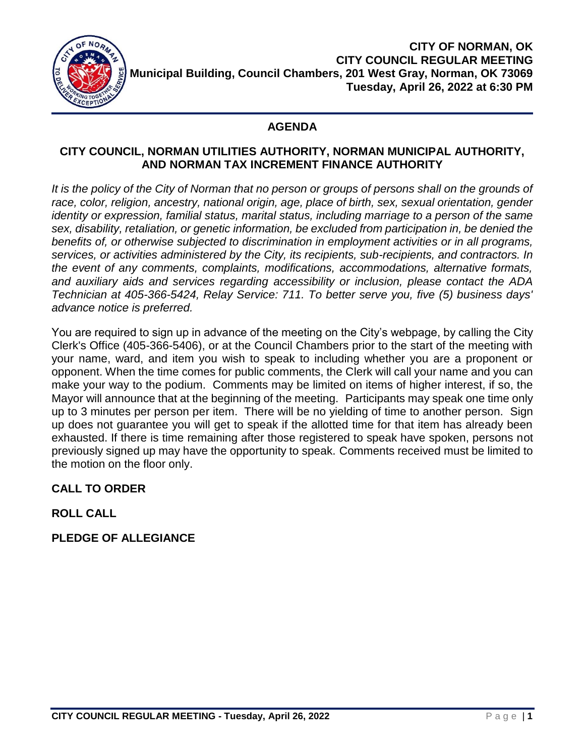**CITY OF NORMAN, OK**
**CITY COUNCIL REGULAR MEETING**
**Municipal Building, Council Chambers, 201 West Gray, Norman, OK 73069**
**Tuesday, April 26, 2022 at 6:30 PM**

# AGENDA

## CITY COUNCIL, NORMAN UTILITIES AUTHORITY, NORMAN MUNICIPAL AUTHORITY, AND NORMAN TAX INCREMENT FINANCE AUTHORITY

*It is the policy of the City of Norman that no person or groups of persons shall on the grounds of race, color, religion, ancestry, national origin, age, place of birth, sex, sexual orientation, gender identity or expression, familial status, marital status, including marriage to a person of the same sex, disability, retaliation, or genetic information, be excluded from participation in, be denied the benefits of, or otherwise subjected to discrimination in employment activities or in all programs, services, or activities administered by the City, its recipients, sub-recipients, and contractors. In the event of any comments, complaints, modifications, accommodations, alternative formats, and auxiliary aids and services regarding accessibility or inclusion, please contact the ADA Technician at 405-366-5424, Relay Service: 711. To better serve you, five (5) business days' advance notice is preferred.*

You are required to sign up in advance of the meeting on the City's webpage, by calling the City Clerk's Office (405-366-5406), or at the Council Chambers prior to the start of the meeting with your name, ward, and item you wish to speak to including whether you are a proponent or opponent. When the time comes for public comments, the Clerk will call your name and you can make your way to the podium. Comments may be limited on items of higher interest, if so, the Mayor will announce that at the beginning of the meeting. Participants may speak one time only up to 3 minutes per person per item. There will be no yielding of time to another person. Sign up does not guarantee you will get to speak if the allotted time for that item has already been exhausted. If there is time remaining after those registered to speak have spoken, persons not previously signed up may have the opportunity to speak. Comments received must be limited to the motion on the floor only.

**CALL TO ORDER**

**ROLL CALL**

**PLEDGE OF ALLEGIANCE**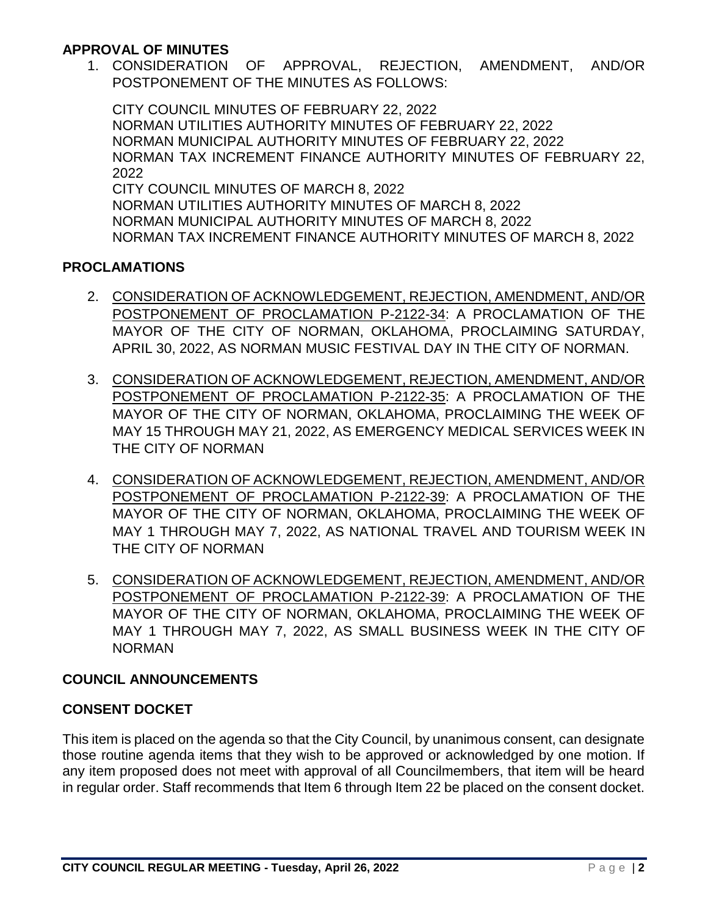## APPROVAL OF MINUTES

1. CONSIDERATION OF APPROVAL, REJECTION, AMENDMENT, AND/OR POSTPONEMENT OF THE MINUTES AS FOLLOWS:

   CITY COUNCIL MINUTES OF FEBRUARY 22, 2022
   NORMAN UTILITIES AUTHORITY MINUTES OF FEBRUARY 22, 2022
   NORMAN MUNICIPAL AUTHORITY MINUTES OF FEBRUARY 22, 2022
   NORMAN TAX INCREMENT FINANCE AUTHORITY MINUTES OF FEBRUARY 22, 2022
   CITY COUNCIL MINUTES OF MARCH 8, 2022
   NORMAN UTILITIES AUTHORITY MINUTES OF MARCH 8, 2022
   NORMAN MUNICIPAL AUTHORITY MINUTES OF MARCH 8, 2022
   NORMAN TAX INCREMENT FINANCE AUTHORITY MINUTES OF MARCH 8, 2022

## PROCLAMATIONS

2. CONSIDERATION OF ACKNOWLEDGEMENT, REJECTION, AMENDMENT, AND/OR POSTPONEMENT OF PROCLAMATION P-2122-34: A PROCLAMATION OF THE MAYOR OF THE CITY OF NORMAN, OKLAHOMA, PROCLAIMING SATURDAY, APRIL 30, 2022, AS NORMAN MUSIC FESTIVAL DAY IN THE CITY OF NORMAN.

3. CONSIDERATION OF ACKNOWLEDGEMENT, REJECTION, AMENDMENT, AND/OR POSTPONEMENT OF PROCLAMATION P-2122-35: A PROCLAMATION OF THE MAYOR OF THE CITY OF NORMAN, OKLAHOMA, PROCLAIMING THE WEEK OF MAY 15 THROUGH MAY 21, 2022, AS EMERGENCY MEDICAL SERVICES WEEK IN THE CITY OF NORMAN

4. CONSIDERATION OF ACKNOWLEDGEMENT, REJECTION, AMENDMENT, AND/OR POSTPONEMENT OF PROCLAMATION P-2122-39: A PROCLAMATION OF THE MAYOR OF THE CITY OF NORMAN, OKLAHOMA, PROCLAIMING THE WEEK OF MAY 1 THROUGH MAY 7, 2022, AS NATIONAL TRAVEL AND TOURISM WEEK IN THE CITY OF NORMAN

5. CONSIDERATION OF ACKNOWLEDGEMENT, REJECTION, AMENDMENT, AND/OR POSTPONEMENT OF PROCLAMATION P-2122-39: A PROCLAMATION OF THE MAYOR OF THE CITY OF NORMAN, OKLAHOMA, PROCLAIMING THE WEEK OF MAY 1 THROUGH MAY 7, 2022, AS SMALL BUSINESS WEEK IN THE CITY OF NORMAN

## COUNCIL ANNOUNCEMENTS

## CONSENT DOCKET

This item is placed on the agenda so that the City Council, by unanimous consent, can designate those routine agenda items that they wish to be approved or acknowledged by one motion. If any item proposed does not meet with approval of all Councilmembers, that item will be heard in regular order. Staff recommends that Item 6 through Item 22 be placed on the consent docket.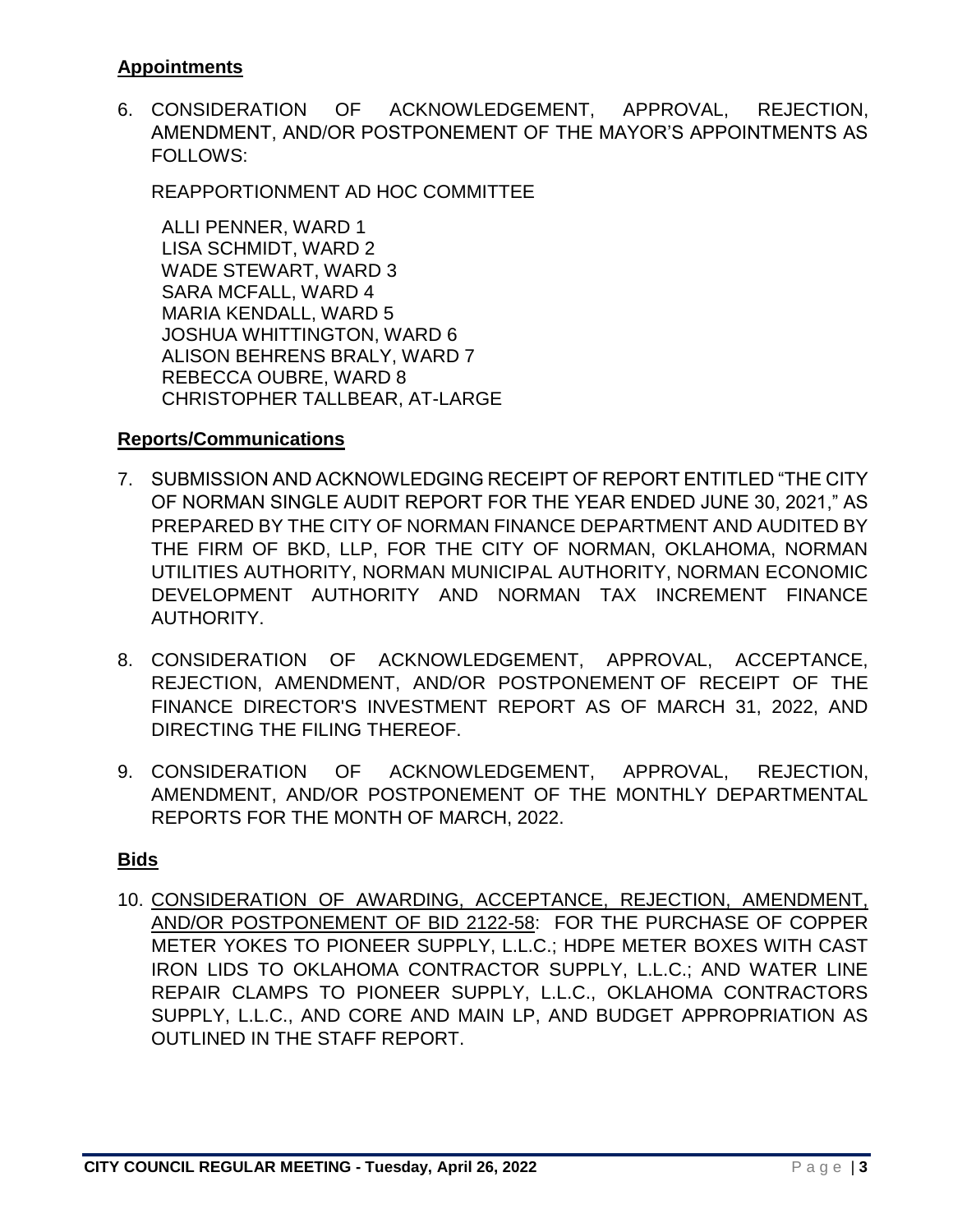## Appointments

6. CONSIDERATION OF ACKNOWLEDGEMENT, APPROVAL, REJECTION, AMENDMENT, AND/OR POSTPONEMENT OF THE MAYOR'S APPOINTMENTS AS FOLLOWS:

   REAPPORTIONMENT AD HOC COMMITTEE

   ALLI PENNER, WARD 1
   LISA SCHMIDT, WARD 2
   WADE STEWART, WARD 3
   SARA MCFALL, WARD 4
   MARIA KENDALL, WARD 5
   JOSHUA WHITTINGTON, WARD 6
   ALISON BEHRENS BRALY, WARD 7
   REBECCA OUBRE, WARD 8
   CHRISTOPHER TALLBEAR, AT-LARGE

## Reports/Communications

7. SUBMISSION AND ACKNOWLEDGING RECEIPT OF REPORT ENTITLED "THE CITY OF NORMAN SINGLE AUDIT REPORT FOR THE YEAR ENDED JUNE 30, 2021," AS PREPARED BY THE CITY OF NORMAN FINANCE DEPARTMENT AND AUDITED BY THE FIRM OF BKD, LLP, FOR THE CITY OF NORMAN, OKLAHOMA, NORMAN UTILITIES AUTHORITY, NORMAN MUNICIPAL AUTHORITY, NORMAN ECONOMIC DEVELOPMENT AUTHORITY AND NORMAN TAX INCREMENT FINANCE AUTHORITY.

8. CONSIDERATION OF ACKNOWLEDGEMENT, APPROVAL, ACCEPTANCE, REJECTION, AMENDMENT, AND/OR POSTPONEMENT OF RECEIPT OF THE FINANCE DIRECTOR'S INVESTMENT REPORT AS OF MARCH 31, 2022, AND DIRECTING THE FILING THEREOF.

9. CONSIDERATION OF ACKNOWLEDGEMENT, APPROVAL, REJECTION, AMENDMENT, AND/OR POSTPONEMENT OF THE MONTHLY DEPARTMENTAL REPORTS FOR THE MONTH OF MARCH, 2022.

## Bids

10. CONSIDERATION OF AWARDING, ACCEPTANCE, REJECTION, AMENDMENT, AND/OR POSTPONEMENT OF BID 2122-58: FOR THE PURCHASE OF COPPER METER YOKES TO PIONEER SUPPLY, L.L.C.; HDPE METER BOXES WITH CAST IRON LIDS TO OKLAHOMA CONTRACTOR SUPPLY, L.L.C.; AND WATER LINE REPAIR CLAMPS TO PIONEER SUPPLY, L.L.C., OKLAHOMA CONTRACTORS SUPPLY, L.L.C., AND CORE AND MAIN LP, AND BUDGET APPROPRIATION AS OUTLINED IN THE STAFF REPORT.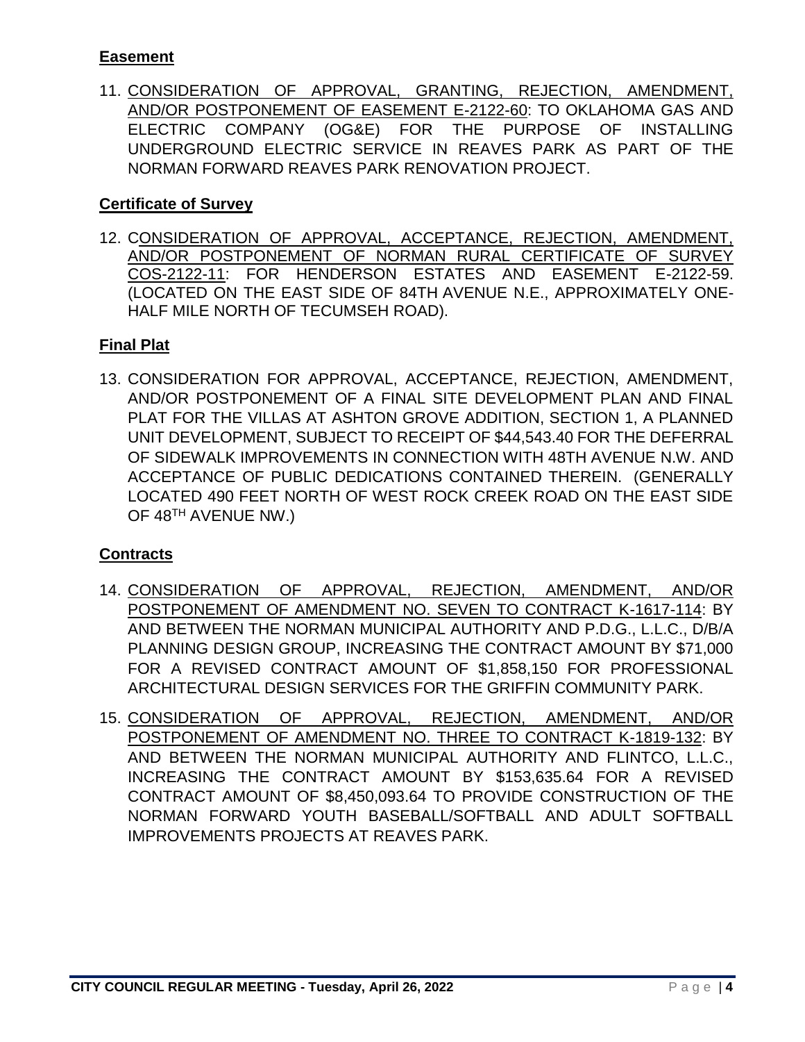**Easement**

11. CONSIDERATION OF APPROVAL, GRANTING, REJECTION, AMENDMENT, AND/OR POSTPONEMENT OF EASEMENT E-2122-60: TO OKLAHOMA GAS AND ELECTRIC COMPANY (OG&E) FOR THE PURPOSE OF INSTALLING UNDERGROUND ELECTRIC SERVICE IN REAVES PARK AS PART OF THE NORMAN FORWARD REAVES PARK RENOVATION PROJECT.

**Certificate of Survey**

12. CONSIDERATION OF APPROVAL, ACCEPTANCE, REJECTION, AMENDMENT, AND/OR POSTPONEMENT OF NORMAN RURAL CERTIFICATE OF SURVEY COS-2122-11: FOR HENDERSON ESTATES AND EASEMENT E-2122-59. (LOCATED ON THE EAST SIDE OF 84TH AVENUE N.E., APPROXIMATELY ONE-HALF MILE NORTH OF TECUMSEH ROAD).

**Final Plat**

13. CONSIDERATION FOR APPROVAL, ACCEPTANCE, REJECTION, AMENDMENT, AND/OR POSTPONEMENT OF A FINAL SITE DEVELOPMENT PLAN AND FINAL PLAT FOR THE VILLAS AT ASHTON GROVE ADDITION, SECTION 1, A PLANNED UNIT DEVELOPMENT, SUBJECT TO RECEIPT OF $44,543.40 FOR THE DEFERRAL OF SIDEWALK IMPROVEMENTS IN CONNECTION WITH 48TH AVENUE N.W. AND ACCEPTANCE OF PUBLIC DEDICATIONS CONTAINED THEREIN. (GENERALLY LOCATED 490 FEET NORTH OF WEST ROCK CREEK ROAD ON THE EAST SIDE OF 48TH AVENUE NW.)

**Contracts**

14. CONSIDERATION OF APPROVAL, REJECTION, AMENDMENT, AND/OR POSTPONEMENT OF AMENDMENT NO. SEVEN TO CONTRACT K-1617-114: BY AND BETWEEN THE NORMAN MUNICIPAL AUTHORITY AND P.D.G., L.L.C., D/B/A PLANNING DESIGN GROUP, INCREASING THE CONTRACT AMOUNT BY $71,000 FOR A REVISED CONTRACT AMOUNT OF $1,858,150 FOR PROFESSIONAL ARCHITECTURAL DESIGN SERVICES FOR THE GRIFFIN COMMUNITY PARK.

15. CONSIDERATION OF APPROVAL, REJECTION, AMENDMENT, AND/OR POSTPONEMENT OF AMENDMENT NO. THREE TO CONTRACT K-1819-132: BY AND BETWEEN THE NORMAN MUNICIPAL AUTHORITY AND FLINTCO, L.L.C., INCREASING THE CONTRACT AMOUNT BY $153,635.64 FOR A REVISED CONTRACT AMOUNT OF $8,450,093.64 TO PROVIDE CONSTRUCTION OF THE NORMAN FORWARD YOUTH BASEBALL/SOFTBALL AND ADULT SOFTBALL IMPROVEMENTS PROJECTS AT REAVES PARK.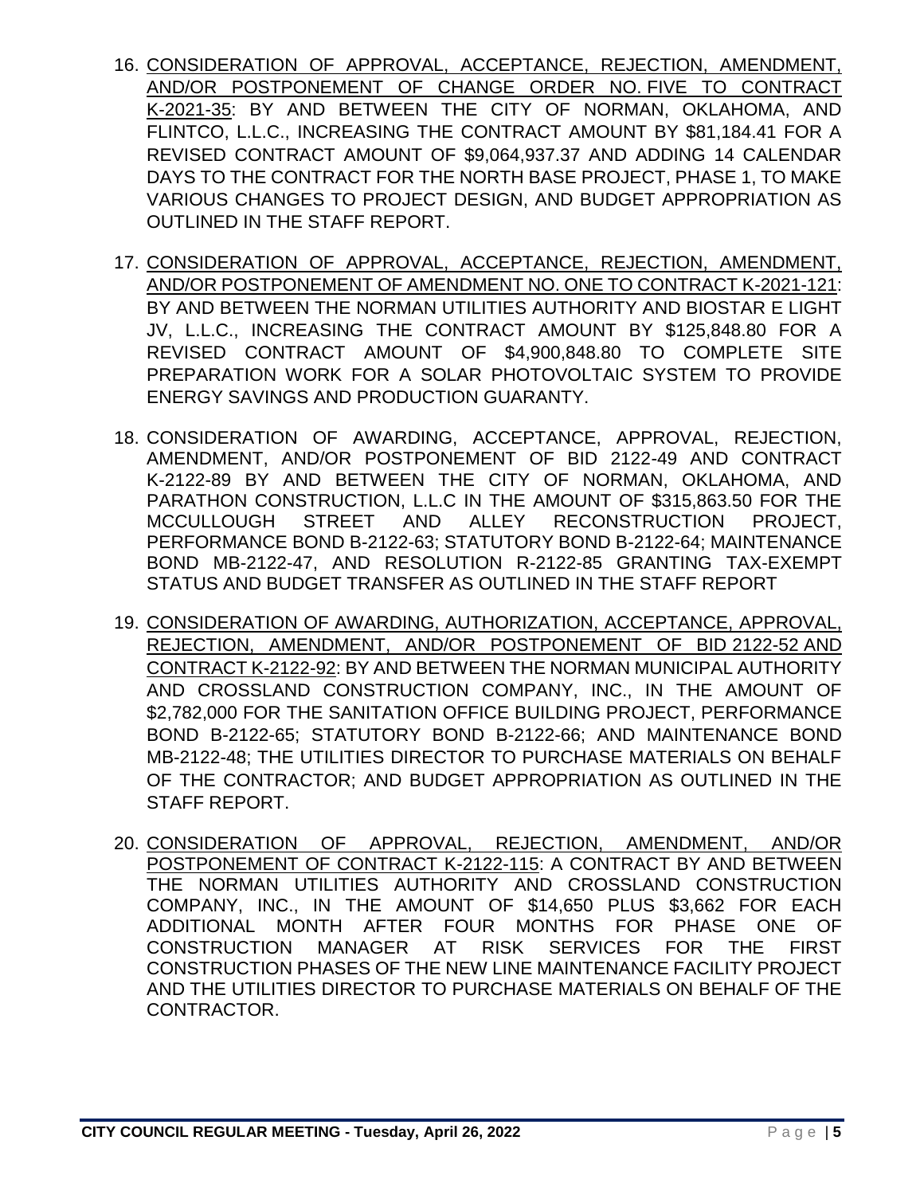16. CONSIDERATION OF APPROVAL, ACCEPTANCE, REJECTION, AMENDMENT, AND/OR POSTPONEMENT OF CHANGE ORDER NO. FIVE TO CONTRACT K-2021-35: BY AND BETWEEN THE CITY OF NORMAN, OKLAHOMA, AND FLINTCO, L.L.C., INCREASING THE CONTRACT AMOUNT BY $81,184.41 FOR A REVISED CONTRACT AMOUNT OF $9,064,937.37 AND ADDING 14 CALENDAR DAYS TO THE CONTRACT FOR THE NORTH BASE PROJECT, PHASE 1, TO MAKE VARIOUS CHANGES TO PROJECT DESIGN, AND BUDGET APPROPRIATION AS OUTLINED IN THE STAFF REPORT.

17. CONSIDERATION OF APPROVAL, ACCEPTANCE, REJECTION, AMENDMENT, AND/OR POSTPONEMENT OF AMENDMENT NO. ONE TO CONTRACT K-2021-121: BY AND BETWEEN THE NORMAN UTILITIES AUTHORITY AND BIOSTAR E LIGHT JV, L.L.C., INCREASING THE CONTRACT AMOUNT BY $125,848.80 FOR A REVISED CONTRACT AMOUNT OF $4,900,848.80 TO COMPLETE SITE PREPARATION WORK FOR A SOLAR PHOTOVOLTAIC SYSTEM TO PROVIDE ENERGY SAVINGS AND PRODUCTION GUARANTY.

18. CONSIDERATION OF AWARDING, ACCEPTANCE, APPROVAL, REJECTION, AMENDMENT, AND/OR POSTPONEMENT OF BID 2122-49 AND CONTRACT K-2122-89 BY AND BETWEEN THE CITY OF NORMAN, OKLAHOMA, AND PARATHON CONSTRUCTION, L.L.C IN THE AMOUNT OF $315,863.50 FOR THE MCCULLOUGH STREET AND ALLEY RECONSTRUCTION PROJECT, PERFORMANCE BOND B-2122-63; STATUTORY BOND B-2122-64; MAINTENANCE BOND MB-2122-47, AND RESOLUTION R-2122-85 GRANTING TAX-EXEMPT STATUS AND BUDGET TRANSFER AS OUTLINED IN THE STAFF REPORT

19. CONSIDERATION OF AWARDING, AUTHORIZATION, ACCEPTANCE, APPROVAL, REJECTION, AMENDMENT, AND/OR POSTPONEMENT OF BID 2122-52 AND CONTRACT K-2122-92: BY AND BETWEEN THE NORMAN MUNICIPAL AUTHORITY AND CROSSLAND CONSTRUCTION COMPANY, INC., IN THE AMOUNT OF $2,782,000 FOR THE SANITATION OFFICE BUILDING PROJECT, PERFORMANCE BOND B-2122-65; STATUTORY BOND B-2122-66; AND MAINTENANCE BOND MB-2122-48; THE UTILITIES DIRECTOR TO PURCHASE MATERIALS ON BEHALF OF THE CONTRACTOR; AND BUDGET APPROPRIATION AS OUTLINED IN THE STAFF REPORT.

20. CONSIDERATION OF APPROVAL, REJECTION, AMENDMENT, AND/OR POSTPONEMENT OF CONTRACT K-2122-115: A CONTRACT BY AND BETWEEN THE NORMAN UTILITIES AUTHORITY AND CROSSLAND CONSTRUCTION COMPANY, INC., IN THE AMOUNT OF $14,650 PLUS $3,662 FOR EACH ADDITIONAL MONTH AFTER FOUR MONTHS FOR PHASE ONE OF CONSTRUCTION MANAGER AT RISK SERVICES FOR THE FIRST CONSTRUCTION PHASES OF THE NEW LINE MAINTENANCE FACILITY PROJECT AND THE UTILITIES DIRECTOR TO PURCHASE MATERIALS ON BEHALF OF THE CONTRACTOR.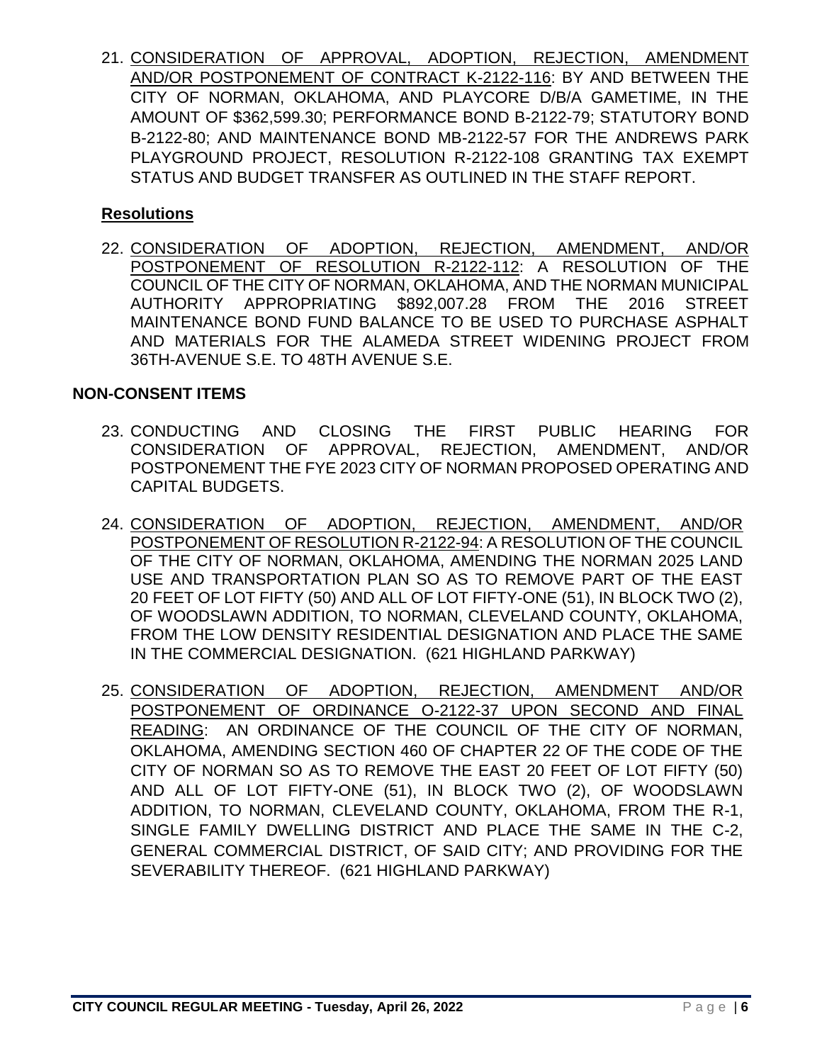21. CONSIDERATION OF APPROVAL, ADOPTION, REJECTION, AMENDMENT AND/OR POSTPONEMENT OF CONTRACT K-2122-116: BY AND BETWEEN THE CITY OF NORMAN, OKLAHOMA, AND PLAYCORE D/B/A GAMETIME, IN THE AMOUNT OF $362,599.30; PERFORMANCE BOND B-2122-79; STATUTORY BOND B-2122-80; AND MAINTENANCE BOND MB-2122-57 FOR THE ANDREWS PARK PLAYGROUND PROJECT, RESOLUTION R-2122-108 GRANTING TAX EXEMPT STATUS AND BUDGET TRANSFER AS OUTLINED IN THE STAFF REPORT.

**Resolutions**

22. CONSIDERATION OF ADOPTION, REJECTION, AMENDMENT, AND/OR POSTPONEMENT OF RESOLUTION R-2122-112: A RESOLUTION OF THE COUNCIL OF THE CITY OF NORMAN, OKLAHOMA, AND THE NORMAN MUNICIPAL AUTHORITY APPROPRIATING $892,007.28 FROM THE 2016 STREET MAINTENANCE BOND FUND BALANCE TO BE USED TO PURCHASE ASPHALT AND MATERIALS FOR THE ALAMEDA STREET WIDENING PROJECT FROM 36TH-AVENUE S.E. TO 48TH AVENUE S.E.

**NON-CONSENT ITEMS**

23. CONDUCTING AND CLOSING THE FIRST PUBLIC HEARING FOR CONSIDERATION OF APPROVAL, REJECTION, AMENDMENT, AND/OR POSTPONEMENT THE FYE 2023 CITY OF NORMAN PROPOSED OPERATING AND CAPITAL BUDGETS.

24. CONSIDERATION OF ADOPTION, REJECTION, AMENDMENT, AND/OR POSTPONEMENT OF RESOLUTION R-2122-94: A RESOLUTION OF THE COUNCIL OF THE CITY OF NORMAN, OKLAHOMA, AMENDING THE NORMAN 2025 LAND USE AND TRANSPORTATION PLAN SO AS TO REMOVE PART OF THE EAST 20 FEET OF LOT FIFTY (50) AND ALL OF LOT FIFTY-ONE (51), IN BLOCK TWO (2), OF WOODSLAWN ADDITION, TO NORMAN, CLEVELAND COUNTY, OKLAHOMA, FROM THE LOW DENSITY RESIDENTIAL DESIGNATION AND PLACE THE SAME IN THE COMMERCIAL DESIGNATION. (621 HIGHLAND PARKWAY)

25. CONSIDERATION OF ADOPTION, REJECTION, AMENDMENT AND/OR POSTPONEMENT OF ORDINANCE O-2122-37 UPON SECOND AND FINAL READING: AN ORDINANCE OF THE COUNCIL OF THE CITY OF NORMAN, OKLAHOMA, AMENDING SECTION 460 OF CHAPTER 22 OF THE CODE OF THE CITY OF NORMAN SO AS TO REMOVE THE EAST 20 FEET OF LOT FIFTY (50) AND ALL OF LOT FIFTY-ONE (51), IN BLOCK TWO (2), OF WOODSLAWN ADDITION, TO NORMAN, CLEVELAND COUNTY, OKLAHOMA, FROM THE R-1, SINGLE FAMILY DWELLING DISTRICT AND PLACE THE SAME IN THE C-2, GENERAL COMMERCIAL DISTRICT, OF SAID CITY; AND PROVIDING FOR THE SEVERABILITY THEREOF. (621 HIGHLAND PARKWAY)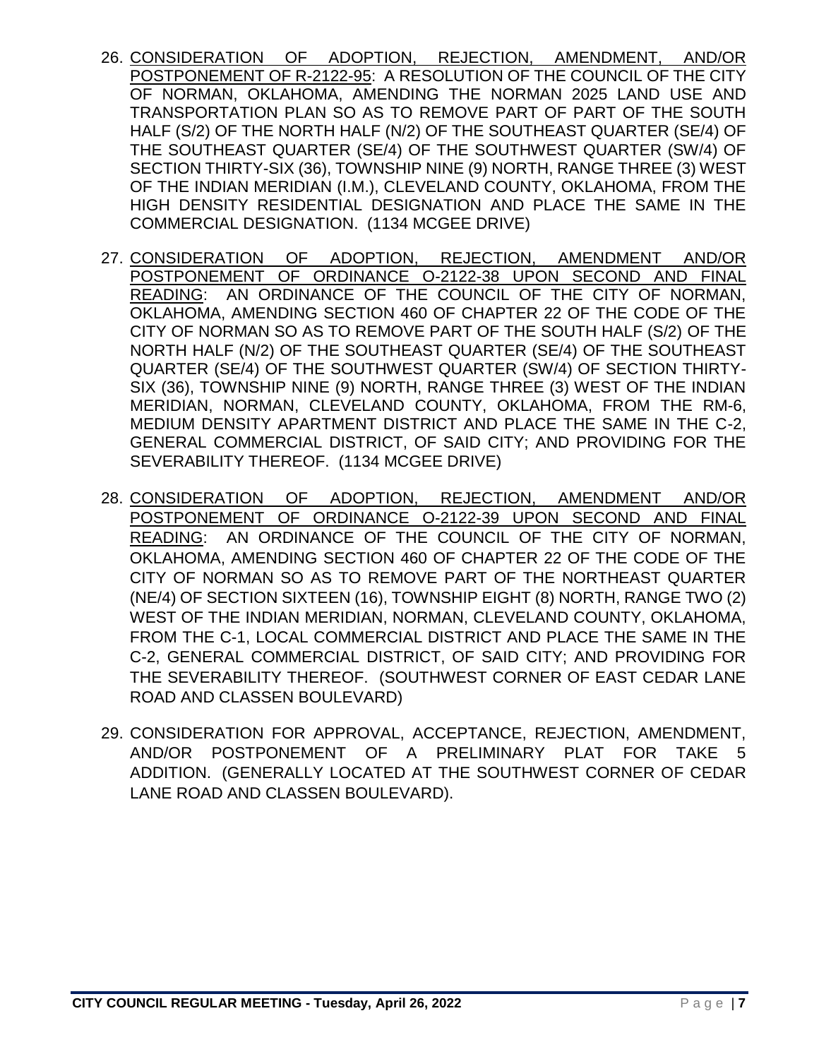26. CONSIDERATION OF ADOPTION, REJECTION, AMENDMENT, AND/OR POSTPONEMENT OF R-2122-95: A RESOLUTION OF THE COUNCIL OF THE CITY OF NORMAN, OKLAHOMA, AMENDING THE NORMAN 2025 LAND USE AND TRANSPORTATION PLAN SO AS TO REMOVE PART OF PART OF THE SOUTH HALF (S/2) OF THE NORTH HALF (N/2) OF THE SOUTHEAST QUARTER (SE/4) OF THE SOUTHEAST QUARTER (SE/4) OF THE SOUTHWEST QUARTER (SW/4) OF SECTION THIRTY-SIX (36), TOWNSHIP NINE (9) NORTH, RANGE THREE (3) WEST OF THE INDIAN MERIDIAN (I.M.), CLEVELAND COUNTY, OKLAHOMA, FROM THE HIGH DENSITY RESIDENTIAL DESIGNATION AND PLACE THE SAME IN THE COMMERCIAL DESIGNATION. (1134 MCGEE DRIVE)

27. CONSIDERATION OF ADOPTION, REJECTION, AMENDMENT AND/OR POSTPONEMENT OF ORDINANCE O-2122-38 UPON SECOND AND FINAL READING: AN ORDINANCE OF THE COUNCIL OF THE CITY OF NORMAN, OKLAHOMA, AMENDING SECTION 460 OF CHAPTER 22 OF THE CODE OF THE CITY OF NORMAN SO AS TO REMOVE PART OF THE SOUTH HALF (S/2) OF THE NORTH HALF (N/2) OF THE SOUTHEAST QUARTER (SE/4) OF THE SOUTHEAST QUARTER (SE/4) OF THE SOUTHWEST QUARTER (SW/4) OF SECTION THIRTY-SIX (36), TOWNSHIP NINE (9) NORTH, RANGE THREE (3) WEST OF THE INDIAN MERIDIAN, NORMAN, CLEVELAND COUNTY, OKLAHOMA, FROM THE RM-6, MEDIUM DENSITY APARTMENT DISTRICT AND PLACE THE SAME IN THE C-2, GENERAL COMMERCIAL DISTRICT, OF SAID CITY; AND PROVIDING FOR THE SEVERABILITY THEREOF. (1134 MCGEE DRIVE)

28. CONSIDERATION OF ADOPTION, REJECTION, AMENDMENT AND/OR POSTPONEMENT OF ORDINANCE O-2122-39 UPON SECOND AND FINAL READING: AN ORDINANCE OF THE COUNCIL OF THE CITY OF NORMAN, OKLAHOMA, AMENDING SECTION 460 OF CHAPTER 22 OF THE CODE OF THE CITY OF NORMAN SO AS TO REMOVE PART OF THE NORTHEAST QUARTER (NE/4) OF SECTION SIXTEEN (16), TOWNSHIP EIGHT (8) NORTH, RANGE TWO (2) WEST OF THE INDIAN MERIDIAN, NORMAN, CLEVELAND COUNTY, OKLAHOMA, FROM THE C-1, LOCAL COMMERCIAL DISTRICT AND PLACE THE SAME IN THE C-2, GENERAL COMMERCIAL DISTRICT, OF SAID CITY; AND PROVIDING FOR THE SEVERABILITY THEREOF. (SOUTHWEST CORNER OF EAST CEDAR LANE ROAD AND CLASSEN BOULEVARD)

29. CONSIDERATION FOR APPROVAL, ACCEPTANCE, REJECTION, AMENDMENT, AND/OR POSTPONEMENT OF A PRELIMINARY PLAT FOR TAKE 5 ADDITION. (GENERALLY LOCATED AT THE SOUTHWEST CORNER OF CEDAR LANE ROAD AND CLASSEN BOULEVARD).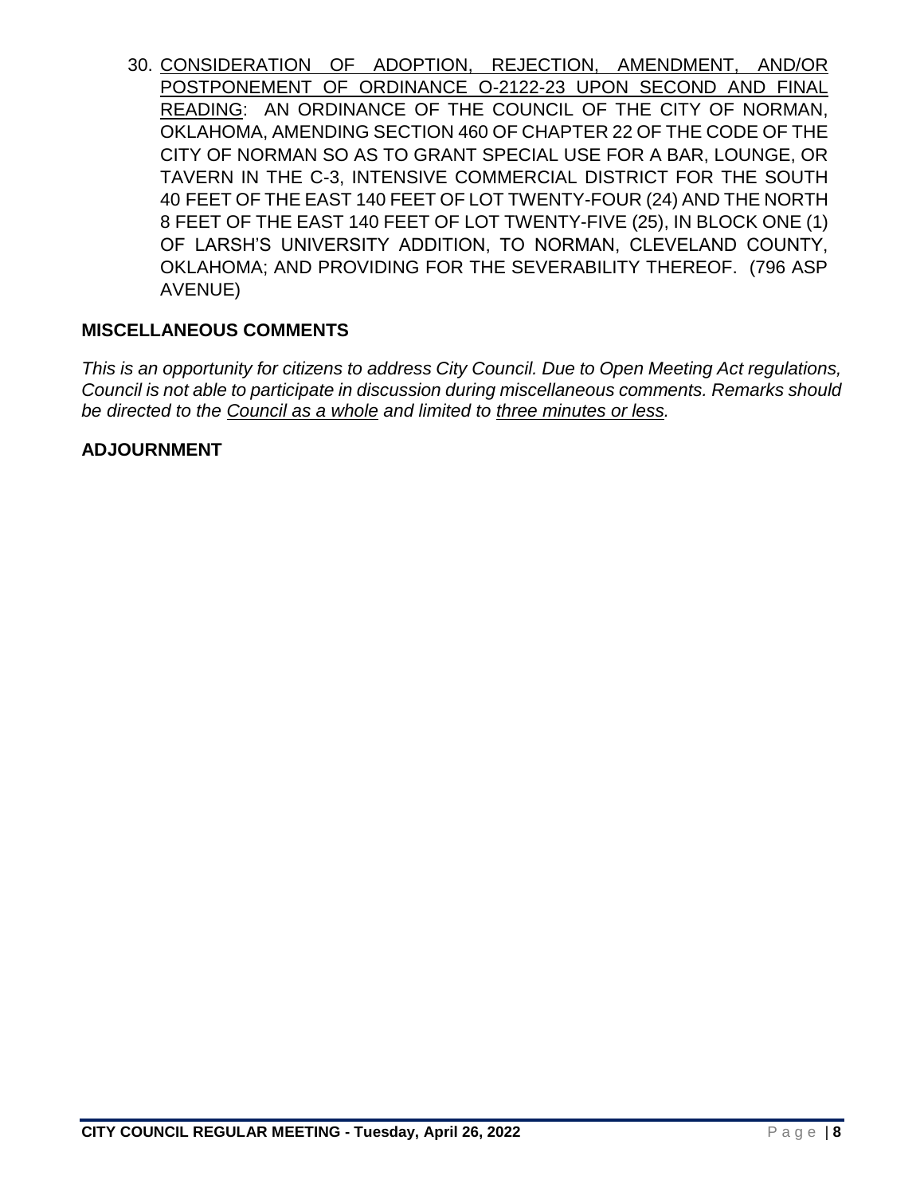30. <u>CONSIDERATION OF ADOPTION, REJECTION, AMENDMENT, AND/OR POSTPONEMENT OF ORDINANCE O-2122-23 UPON SECOND AND FINAL READING</u>: AN ORDINANCE OF THE COUNCIL OF THE CITY OF NORMAN, OKLAHOMA, AMENDING SECTION 460 OF CHAPTER 22 OF THE CODE OF THE CITY OF NORMAN SO AS TO GRANT SPECIAL USE FOR A BAR, LOUNGE, OR TAVERN IN THE C-3, INTENSIVE COMMERCIAL DISTRICT FOR THE SOUTH 40 FEET OF THE EAST 140 FEET OF LOT TWENTY-FOUR (24) AND THE NORTH 8 FEET OF THE EAST 140 FEET OF LOT TWENTY-FIVE (25), IN BLOCK ONE (1) OF LARSH'S UNIVERSITY ADDITION, TO NORMAN, CLEVELAND COUNTY, OKLAHOMA; AND PROVIDING FOR THE SEVERABILITY THEREOF. (796 ASP AVENUE)

**MISCELLANEOUS COMMENTS**

*This is an opportunity for citizens to address City Council. Due to Open Meeting Act regulations, Council is not able to participate in discussion during miscellaneous comments. Remarks should be directed to the <u>Council as a whole</u> and limited to <u>three minutes or less</u>.*

**ADJOURNMENT**